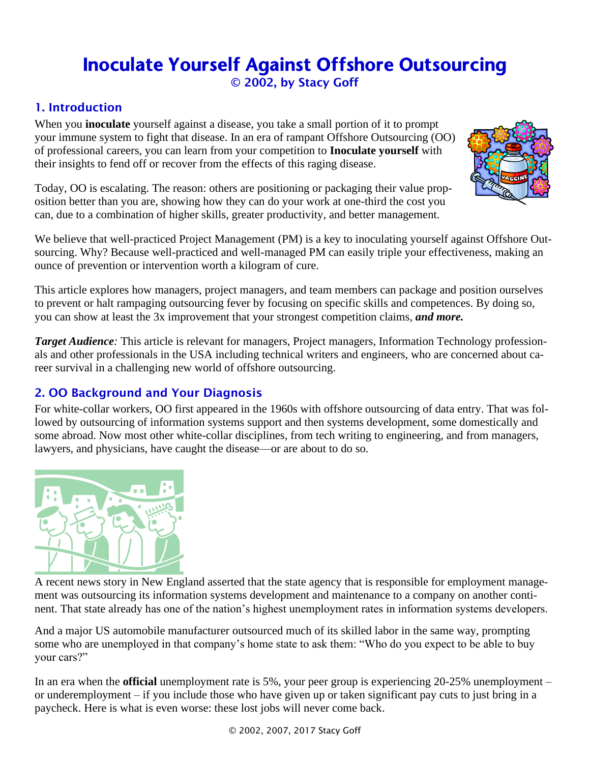# Inoculate Yourself Against Offshore Outsourcing

© 2002, by Stacy Goff

## 1. Introduction

When you **inoculate** yourself against a disease, you take a small portion of it to prompt your immune system to fight that disease. In an era of rampant Offshore Outsourcing (OO) of professional careers, you can learn from your competition to **Inoculate yourself** with their insights to fend off or recover from the effects of this raging disease.

Today, OO is escalating. The reason: others are positioning or packaging their value proposition better than you are, showing how they can do your work at one-third the cost you can, due to a combination of higher skills, greater productivity, and better management.

We believe that well-practiced Project Management (PM) is a key to inoculating yourself against Offshore Outsourcing. Why? Because well-practiced and well-managed PM can easily triple your effectiveness, making an ounce of prevention or intervention worth a kilogram of cure.

This article explores how managers, project managers, and team members can package and position ourselves to prevent or halt rampaging outsourcing fever by focusing on specific skills and competences. By doing so, you can show at least the 3x improvement that your strongest competition claims, ***and more.***

***Target Audience****:* This article is relevant for managers, Project managers, Information Technology professionals and other professionals in the USA including technical writers and engineers, who are concerned about career survival in a challenging new world of offshore outsourcing.

## 2. OO Background and Your Diagnosis

For white-collar workers, OO first appeared in the 1960s with offshore outsourcing of data entry. That was followed by outsourcing of information systems support and then systems development, some domestically and some abroad. Now most other white-collar disciplines, from tech writing to engineering, and from managers, lawyers, and physicians, have caught the disease—or are about to do so.

A recent news story in New England asserted that the state agency that is responsible for employment management was outsourcing its information systems development and maintenance to a company on another continent. That state already has one of the nation's highest unemployment rates in information systems developers.

And a major US automobile manufacturer outsourced much of its skilled labor in the same way, prompting some who are unemployed in that company's home state to ask them: "Who do you expect to be able to buy your cars?"

In an era when the **official** unemployment rate is 5%, your peer group is experiencing 20-25% unemployment – or underemployment – if you include those who have given up or taken significant pay cuts to just bring in a paycheck. Here is what is even worse: these lost jobs will never come back.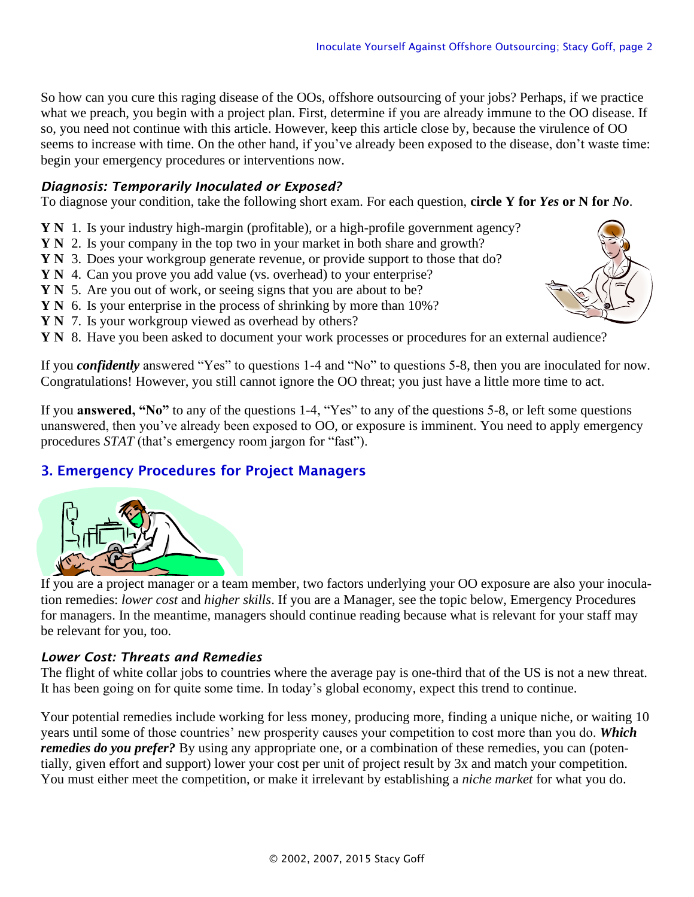So how can you cure this raging disease of the OOs, offshore outsourcing of your jobs? Perhaps, if we practice what we preach, you begin with a project plan. First, determine if you are already immune to the OO disease. If so, you need not continue with this article. However, keep this article close by, because the virulence of OO seems to increase with time. On the other hand, if you've already been exposed to the disease, don't waste time: begin your emergency procedures or interventions now.

### *Diagnosis: Temporarily Inoculated or Exposed?*

To diagnose your condition, take the following short exam. For each question, **circle Y for *Yes* or N for *No***.

**Y N** 1. Is your industry high-margin (profitable), or a high-profile government agency?
**Y N** 2. Is your company in the top two in your market in both share and growth?
**Y N** 3. Does your workgroup generate revenue, or provide support to those that do?
**Y N** 4. Can you prove you add value (vs. overhead) to your enterprise?
**Y N** 5. Are you out of work, or seeing signs that you are about to be?
**Y N** 6. Is your enterprise in the process of shrinking by more than 10%?
**Y N** 7. Is your workgroup viewed as overhead by others?
**Y N** 8. Have you been asked to document your work processes or procedures for an external audience?

If you ***confidently*** answered "Yes" to questions 1-4 and "No" to questions 5-8, then you are inoculated for now. Congratulations! However, you still cannot ignore the OO threat; you just have a little more time to act.

If you **answered, "No"** to any of the questions 1-4, "Yes" to any of the questions 5-8, or left some questions unanswered, then you've already been exposed to OO, or exposure is imminent. You need to apply emergency procedures *STAT* (that's emergency room jargon for "fast").

## 3. Emergency Procedures for Project Managers

If you are a project manager or a team member, two factors underlying your OO exposure are also your inoculation remedies: *lower cost* and *higher skills*. If you are a Manager, see the topic below, Emergency Procedures for managers. In the meantime, managers should continue reading because what is relevant for your staff may be relevant for you, too.

### *Lower Cost: Threats and Remedies*

The flight of white collar jobs to countries where the average pay is one-third that of the US is not a new threat. It has been going on for quite some time. In today's global economy, expect this trend to continue.

Your potential remedies include working for less money, producing more, finding a unique niche, or waiting 10 years until some of those countries' new prosperity causes your competition to cost more than you do. ***Which remedies do you prefer?*** By using any appropriate one, or a combination of these remedies, you can (potentially, given effort and support) lower your cost per unit of project result by 3x and match your competition. You must either meet the competition, or make it irrelevant by establishing a *niche market* for what you do.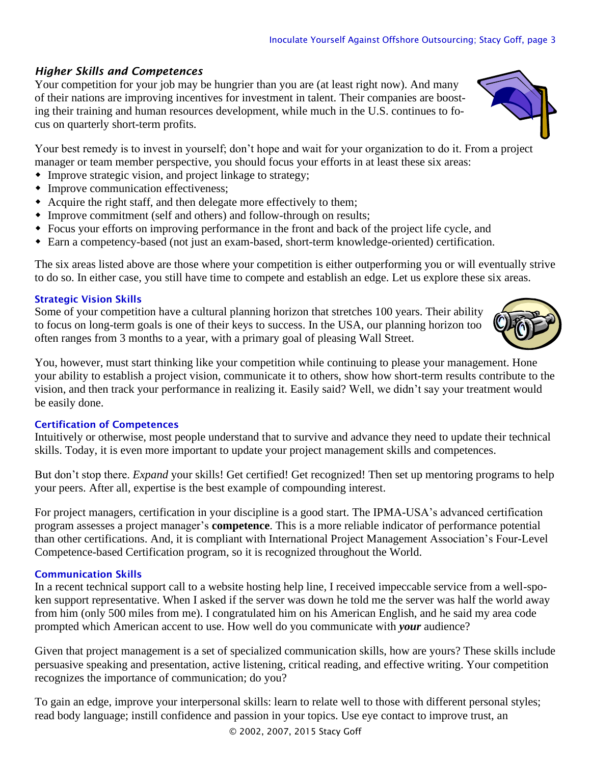### *Higher Skills and Competences*

Your competition for your job may be hungrier than you are (at least right now). And many of their nations are improving incentives for investment in talent. Their companies are boosting their training and human resources development, while much in the U.S. continues to focus on quarterly short-term profits.

Your best remedy is to invest in yourself; don't hope and wait for your organization to do it. From a project manager or team member perspective, you should focus your efforts in at least these six areas:

- Improve strategic vision, and project linkage to strategy;
- Improve communication effectiveness;
- Acquire the right staff, and then delegate more effectively to them;
- Improve commitment (self and others) and follow-through on results;
- Focus your efforts on improving performance in the front and back of the project life cycle, and
- Earn a competency-based (not just an exam-based, short-term knowledge-oriented) certification.

The six areas listed above are those where your competition is either outperforming you or will eventually strive to do so. In either case, you still have time to compete and establish an edge. Let us explore these six areas.

#### Strategic Vision Skills

Some of your competition have a cultural planning horizon that stretches 100 years. Their ability to focus on long-term goals is one of their keys to success. In the USA, our planning horizon too often ranges from 3 months to a year, with a primary goal of pleasing Wall Street.

You, however, must start thinking like your competition while continuing to please your management. Hone your ability to establish a project vision, communicate it to others, show how short-term results contribute to the vision, and then track your performance in realizing it. Easily said? Well, we didn't say your treatment would be easily done.

#### Certification of Competences

Intuitively or otherwise, most people understand that to survive and advance they need to update their technical skills. Today, it is even more important to update your project management skills and competences.

But don't stop there. *Expand* your skills! Get certified! Get recognized! Then set up mentoring programs to help your peers. After all, expertise is the best example of compounding interest.

For project managers, certification in your discipline is a good start. The IPMA-USA's advanced certification program assesses a project manager's **competence**. This is a more reliable indicator of performance potential than other certifications. And, it is compliant with International Project Management Association's Four-Level Competence-based Certification program, so it is recognized throughout the World.

#### Communication Skills

In a recent technical support call to a website hosting help line, I received impeccable service from a well-spoken support representative. When I asked if the server was down he told me the server was half the world away from him (only 500 miles from me). I congratulated him on his American English, and he said my area code prompted which American accent to use. How well do you communicate with ***your*** audience?

Given that project management is a set of specialized communication skills, how are yours? These skills include persuasive speaking and presentation, active listening, critical reading, and effective writing. Your competition recognizes the importance of communication; do you?

To gain an edge, improve your interpersonal skills: learn to relate well to those with different personal styles; read body language; instill confidence and passion in your topics. Use eye contact to improve trust, an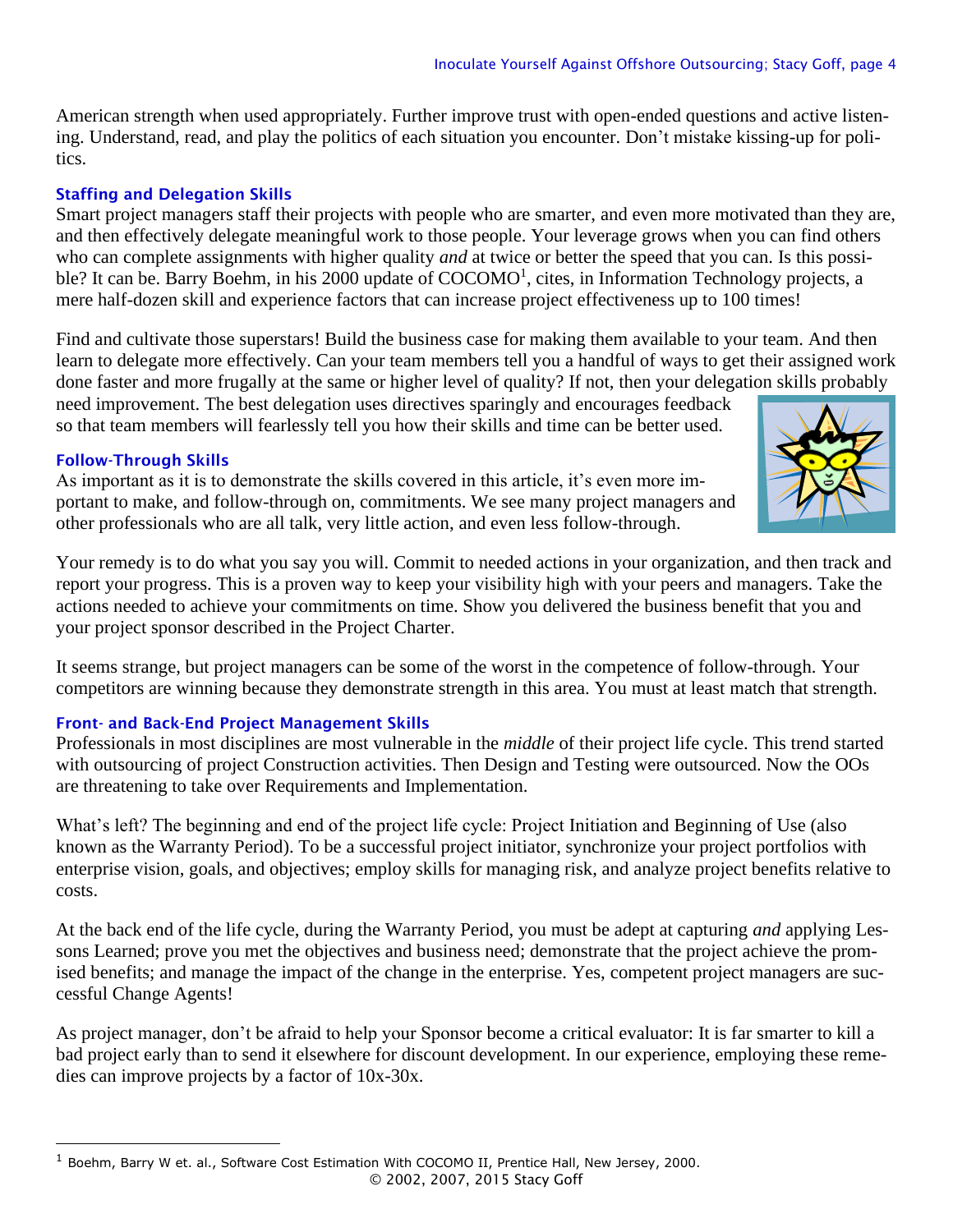American strength when used appropriately. Further improve trust with open-ended questions and active listening. Understand, read, and play the politics of each situation you encounter. Don't mistake kissing-up for politics.

### Staffing and Delegation Skills

Smart project managers staff their projects with people who are smarter, and even more motivated than they are, and then effectively delegate meaningful work to those people. Your leverage grows when you can find others who can complete assignments with higher quality *and* at twice or better the speed that you can. Is this possible? It can be. Barry Boehm, in his 2000 update of COCOMO[1], cites, in Information Technology projects, a mere half-dozen skill and experience factors that can increase project effectiveness up to 100 times!

Find and cultivate those superstars! Build the business case for making them available to your team. And then learn to delegate more effectively. Can your team members tell you a handful of ways to get their assigned work done faster and more frugally at the same or higher level of quality? If not, then your delegation skills probably need improvement. The best delegation uses directives sparingly and encourages feedback so that team members will fearlessly tell you how their skills and time can be better used.

### Follow-Through Skills

As important as it is to demonstrate the skills covered in this article, it's even more important to make, and follow-through on, commitments. We see many project managers and other professionals who are all talk, very little action, and even less follow-through.

Your remedy is to do what you say you will. Commit to needed actions in your organization, and then track and report your progress. This is a proven way to keep your visibility high with your peers and managers. Take the actions needed to achieve your commitments on time. Show you delivered the business benefit that you and your project sponsor described in the Project Charter.

It seems strange, but project managers can be some of the worst in the competence of follow-through. Your competitors are winning because they demonstrate strength in this area. You must at least match that strength.

### Front- and Back-End Project Management Skills

Professionals in most disciplines are most vulnerable in the *middle* of their project life cycle. This trend started with outsourcing of project Construction activities. Then Design and Testing were outsourced. Now the OOs are threatening to take over Requirements and Implementation.

What's left? The beginning and end of the project life cycle: Project Initiation and Beginning of Use (also known as the Warranty Period). To be a successful project initiator, synchronize your project portfolios with enterprise vision, goals, and objectives; employ skills for managing risk, and analyze project benefits relative to costs.

At the back end of the life cycle, during the Warranty Period, you must be adept at capturing *and* applying Lessons Learned; prove you met the objectives and business need; demonstrate that the project achieve the promised benefits; and manage the impact of the change in the enterprise. Yes, competent project managers are successful Change Agents!

As project manager, don't be afraid to help your Sponsor become a critical evaluator: It is far smarter to kill a bad project early than to send it elsewhere for discount development. In our experience, employing these remedies can improve projects by a factor of 10x-30x.

---

[1] Boehm, Barry W et. al., Software Cost Estimation With COCOMO II, Prentice Hall, New Jersey, 2000.

© 2002, 2007, 2015 Stacy Goff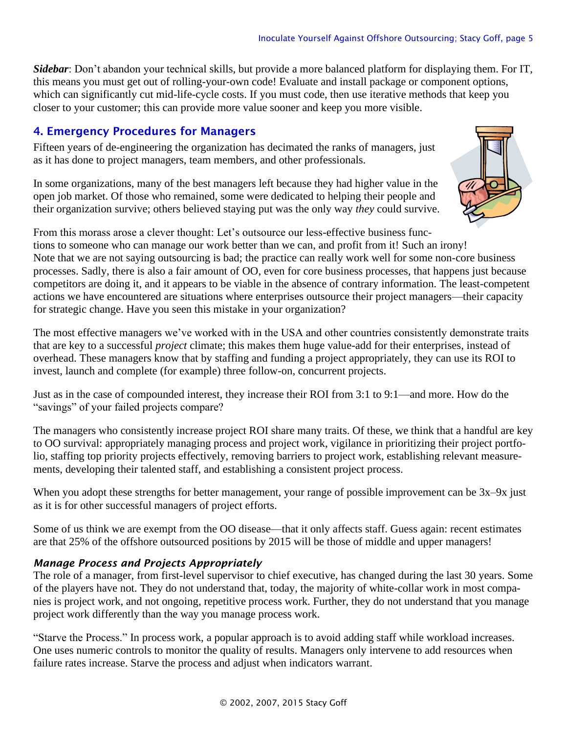***Sidebar***: Don't abandon your technical skills, but provide a more balanced platform for displaying them. For IT, this means you must get out of rolling-your-own code! Evaluate and install package or component options, which can significantly cut mid-life-cycle costs. If you must code, then use iterative methods that keep you closer to your customer; this can provide more value sooner and keep you more visible.

## 4. Emergency Procedures for Managers

Fifteen years of de-engineering the organization has decimated the ranks of managers, just as it has done to project managers, team members, and other professionals.

In some organizations, many of the best managers left because they had higher value in the open job market. Of those who remained, some were dedicated to helping their people and their organization survive; others believed staying put was the only way *they* could survive.

From this morass arose a clever thought: Let's outsource our less-effective business functions to someone who can manage our work better than we can, and profit from it! Such an irony! Note that we are not saying outsourcing is bad; the practice can really work well for some non-core business processes. Sadly, there is also a fair amount of OO, even for core business processes, that happens just because competitors are doing it, and it appears to be viable in the absence of contrary information. The least-competent actions we have encountered are situations where enterprises outsource their project managers—their capacity for strategic change. Have you seen this mistake in your organization?

The most effective managers we've worked with in the USA and other countries consistently demonstrate traits that are key to a successful *project* climate; this makes them huge value-add for their enterprises, instead of overhead. These managers know that by staffing and funding a project appropriately, they can use its ROI to invest, launch and complete (for example) three follow-on, concurrent projects.

Just as in the case of compounded interest, they increase their ROI from 3:1 to 9:1—and more. How do the "savings" of your failed projects compare?

The managers who consistently increase project ROI share many traits. Of these, we think that a handful are key to OO survival: appropriately managing process and project work, vigilance in prioritizing their project portfolio, staffing top priority projects effectively, removing barriers to project work, establishing relevant measurements, developing their talented staff, and establishing a consistent project process.

When you adopt these strengths for better management, your range of possible improvement can be 3x–9x just as it is for other successful managers of project efforts.

Some of us think we are exempt from the OO disease—that it only affects staff. Guess again: recent estimates are that 25% of the offshore outsourced positions by 2015 will be those of middle and upper managers!

### *Manage Process and Projects Appropriately*

The role of a manager, from first-level supervisor to chief executive, has changed during the last 30 years. Some of the players have not. They do not understand that, today, the majority of white-collar work in most companies is project work, and not ongoing, repetitive process work. Further, they do not understand that you manage project work differently than the way you manage process work.

"Starve the Process." In process work, a popular approach is to avoid adding staff while workload increases. One uses numeric controls to monitor the quality of results. Managers only intervene to add resources when failure rates increase. Starve the process and adjust when indicators warrant.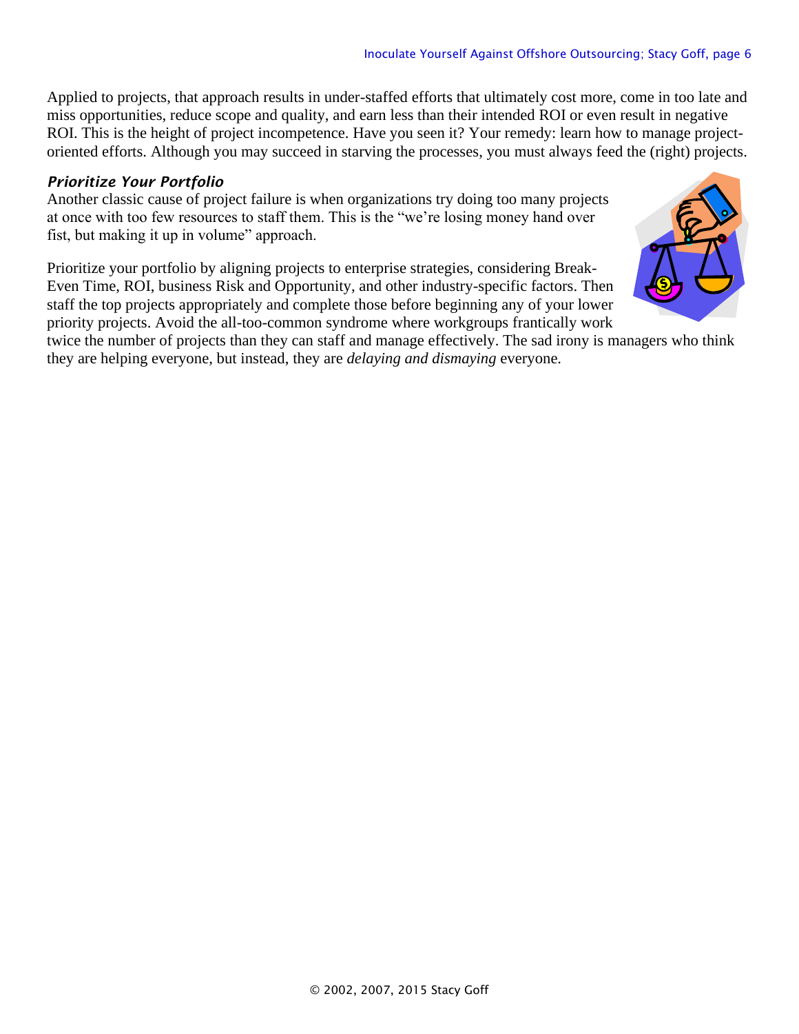Applied to projects, that approach results in under-staffed efforts that ultimately cost more, come in too late and miss opportunities, reduce scope and quality, and earn less than their intended ROI or even result in negative ROI. This is the height of project incompetence. Have you seen it? Your remedy: learn how to manage project-oriented efforts. Although you may succeed in starving the processes, you must always feed the (right) projects.

### *Prioritize Your Portfolio*

Another classic cause of project failure is when organizations try doing too many projects at once with too few resources to staff them. This is the "we're losing money hand over fist, but making it up in volume" approach.

Prioritize your portfolio by aligning projects to enterprise strategies, considering Break-Even Time, ROI, business Risk and Opportunity, and other industry-specific factors. Then staff the top projects appropriately and complete those before beginning any of your lower priority projects. Avoid the all-too-common syndrome where workgroups frantically work twice the number of projects than they can staff and manage effectively. The sad irony is managers who think they are helping everyone, but instead, they are *delaying and dismaying* everyone.

© 2002, 2007, 2015 Stacy Goff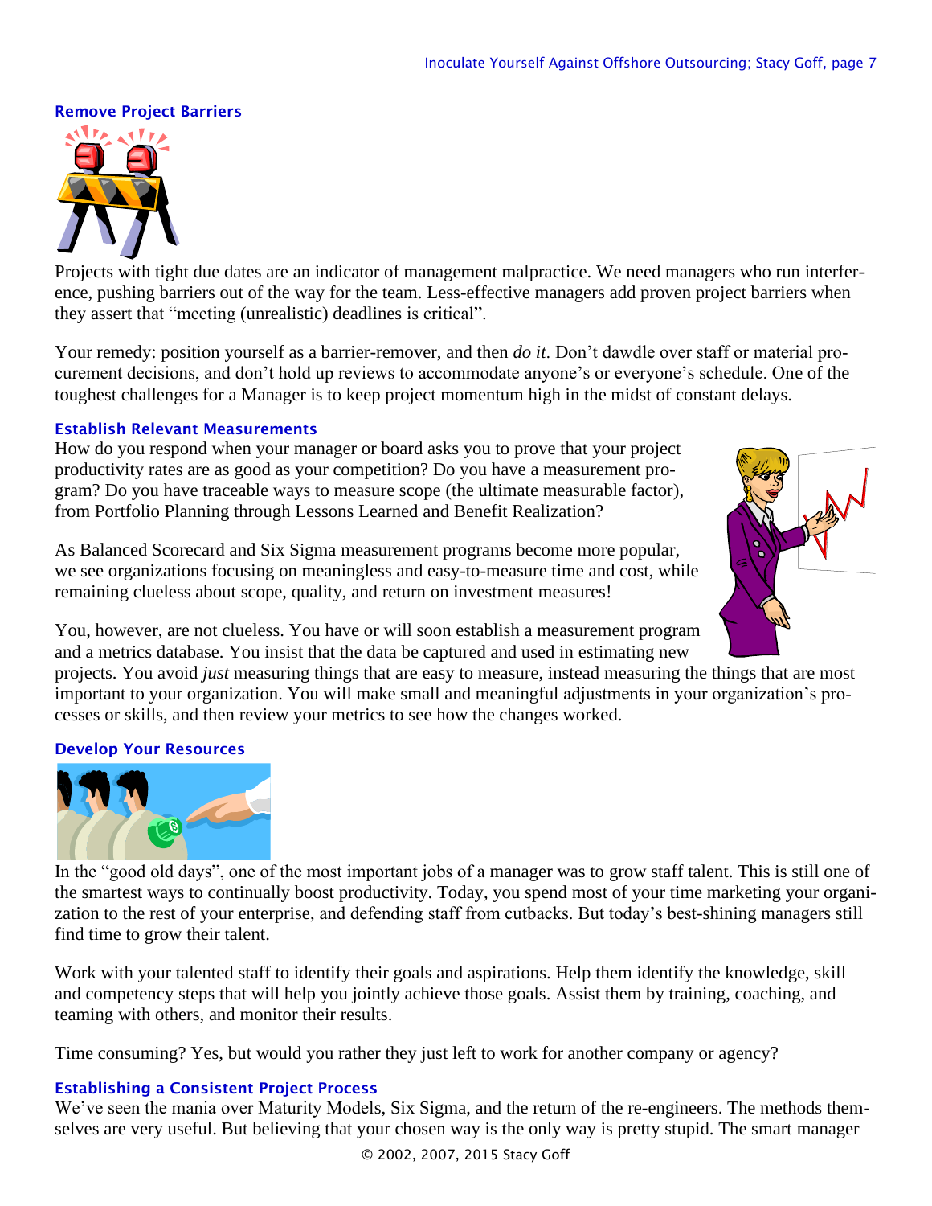### Remove Project Barriers

Projects with tight due dates are an indicator of management malpractice. We need managers who run interference, pushing barriers out of the way for the team. Less-effective managers add proven project barriers when they assert that "meeting (unrealistic) deadlines is critical".

Your remedy: position yourself as a barrier-remover, and then *do it*. Don't dawdle over staff or material procurement decisions, and don't hold up reviews to accommodate anyone's or everyone's schedule. One of the toughest challenges for a Manager is to keep project momentum high in the midst of constant delays.

### Establish Relevant Measurements

How do you respond when your manager or board asks you to prove that your project productivity rates are as good as your competition? Do you have a measurement program? Do you have traceable ways to measure scope (the ultimate measurable factor), from Portfolio Planning through Lessons Learned and Benefit Realization?

As Balanced Scorecard and Six Sigma measurement programs become more popular, we see organizations focusing on meaningless and easy-to-measure time and cost, while remaining clueless about scope, quality, and return on investment measures!

You, however, are not clueless. You have or will soon establish a measurement program and a metrics database. You insist that the data be captured and used in estimating new projects. You avoid *just* measuring things that are easy to measure, instead measuring the things that are most important to your organization. You will make small and meaningful adjustments in your organization's processes or skills, and then review your metrics to see how the changes worked.

### Develop Your Resources

In the "good old days", one of the most important jobs of a manager was to grow staff talent. This is still one of the smartest ways to continually boost productivity. Today, you spend most of your time marketing your organization to the rest of your enterprise, and defending staff from cutbacks. But today's best-shining managers still find time to grow their talent.

Work with your talented staff to identify their goals and aspirations. Help them identify the knowledge, skill and competency steps that will help you jointly achieve those goals. Assist them by training, coaching, and teaming with others, and monitor their results.

Time consuming? Yes, but would you rather they just left to work for another company or agency?

### Establishing a Consistent Project Process

We've seen the mania over Maturity Models, Six Sigma, and the return of the re-engineers. The methods themselves are very useful. But believing that your chosen way is the only way is pretty stupid. The smart manager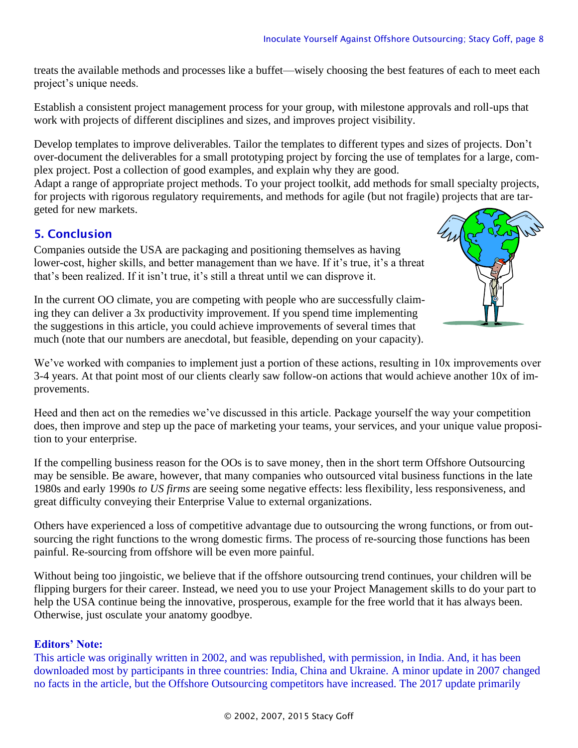treats the available methods and processes like a buffet—wisely choosing the best features of each to meet each project's unique needs.

Establish a consistent project management process for your group, with milestone approvals and roll-ups that work with projects of different disciplines and sizes, and improves project visibility.

Develop templates to improve deliverables. Tailor the templates to different types and sizes of projects. Don't over-document the deliverables for a small prototyping project by forcing the use of templates for a large, complex project. Post a collection of good examples, and explain why they are good.
Adapt a range of appropriate project methods. To your project toolkit, add methods for small specialty projects, for projects with rigorous regulatory requirements, and methods for agile (but not fragile) projects that are targeted for new markets.

## 5. Conclusion

Companies outside the USA are packaging and positioning themselves as having lower-cost, higher skills, and better management than we have. If it's true, it's a threat that's been realized. If it isn't true, it's still a threat until we can disprove it.

In the current OO climate, you are competing with people who are successfully claiming they can deliver a 3x productivity improvement. If you spend time implementing the suggestions in this article, you could achieve improvements of several times that much (note that our numbers are anecdotal, but feasible, depending on your capacity).

We've worked with companies to implement just a portion of these actions, resulting in 10x improvements over 3-4 years. At that point most of our clients clearly saw follow-on actions that would achieve another 10x of improvements.

Heed and then act on the remedies we've discussed in this article. Package yourself the way your competition does, then improve and step up the pace of marketing your teams, your services, and your unique value proposition to your enterprise.

If the compelling business reason for the OOs is to save money, then in the short term Offshore Outsourcing may be sensible. Be aware, however, that many companies who outsourced vital business functions in the late 1980s and early 1990s *to US firms* are seeing some negative effects: less flexibility, less responsiveness, and great difficulty conveying their Enterprise Value to external organizations.

Others have experienced a loss of competitive advantage due to outsourcing the wrong functions, or from outsourcing the right functions to the wrong domestic firms. The process of re-sourcing those functions has been painful. Re-sourcing from offshore will be even more painful.

Without being too jingoistic, we believe that if the offshore outsourcing trend continues, your children will be flipping burgers for their career. Instead, we need you to use your Project Management skills to do your part to help the USA continue being the innovative, prosperous, example for the free world that it has always been. Otherwise, just osculate your anatomy goodbye.

**Editors' Note:**
This article was originally written in 2002, and was republished, with permission, in India. And, it has been downloaded most by participants in three countries: India, China and Ukraine. A minor update in 2007 changed no facts in the article, but the Offshore Outsourcing competitors have increased. The 2017 update primarily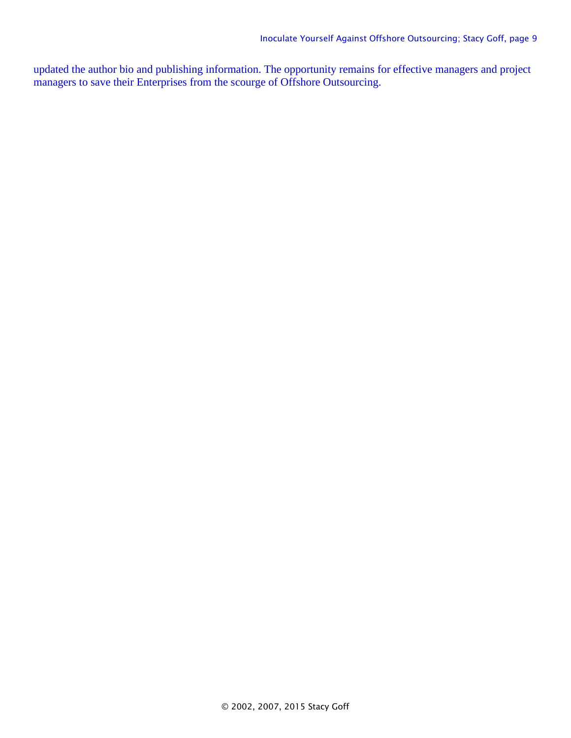updated the author bio and publishing information. The opportunity remains for effective managers and project managers to save their Enterprises from the scourge of Offshore Outsourcing.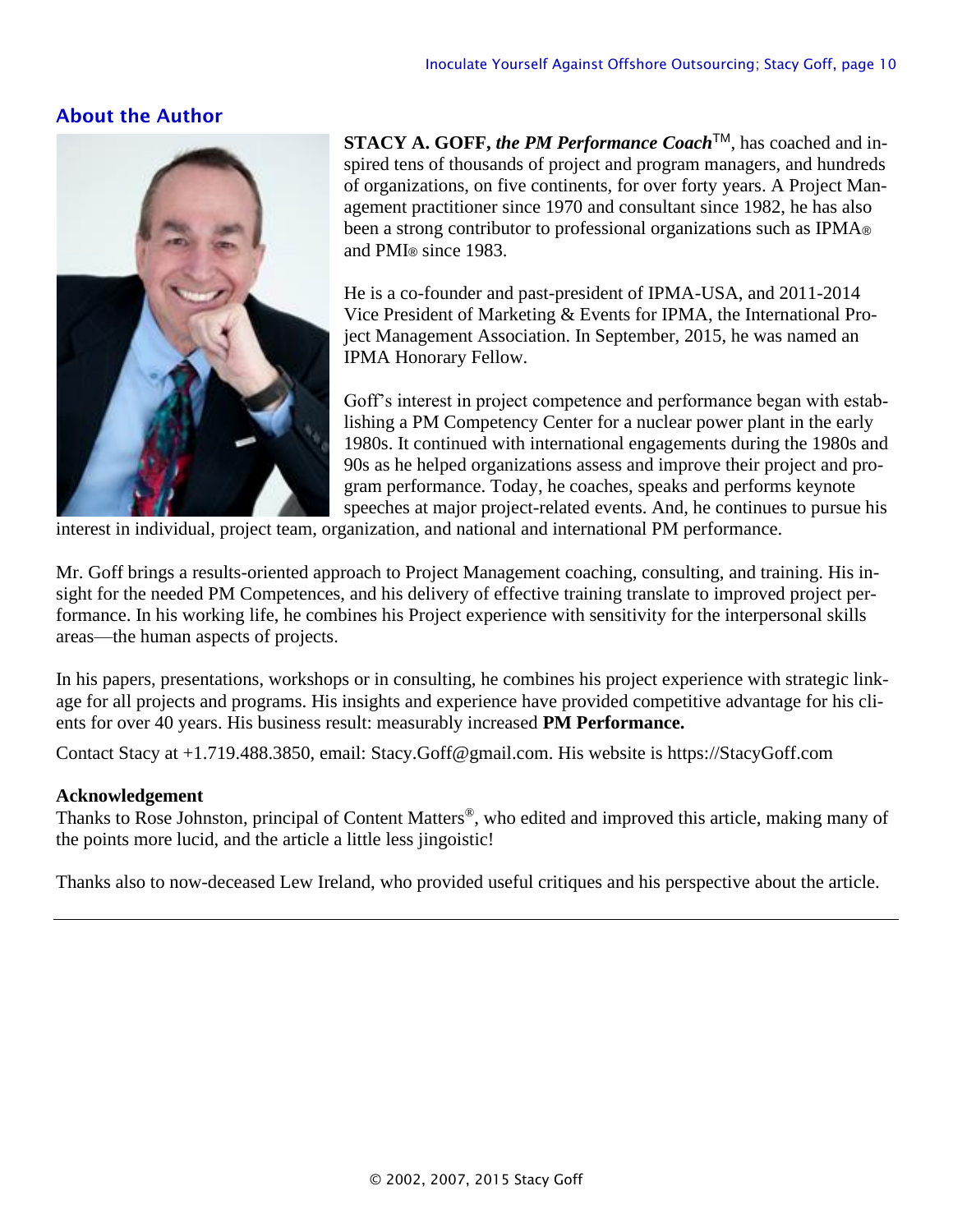## About the Author

**STACY A. GOFF, *the PM Performance Coach***™, has coached and inspired tens of thousands of project and program managers, and hundreds of organizations, on five continents, for over forty years. A Project Management practitioner since 1970 and consultant since 1982, he has also been a strong contributor to professional organizations such as IPMA® and PMI® since 1983.

He is a co-founder and past-president of IPMA-USA, and 2011-2014 Vice President of Marketing & Events for IPMA, the International Project Management Association. In September, 2015, he was named an IPMA Honorary Fellow.

Goff's interest in project competence and performance began with establishing a PM Competency Center for a nuclear power plant in the early 1980s. It continued with international engagements during the 1980s and 90s as he helped organizations assess and improve their project and program performance. Today, he coaches, speaks and performs keynote speeches at major project-related events. And, he continues to pursue his interest in individual, project team, organization, and national and international PM performance.

Mr. Goff brings a results-oriented approach to Project Management coaching, consulting, and training. His insight for the needed PM Competences, and his delivery of effective training translate to improved project performance. In his working life, he combines his Project experience with sensitivity for the interpersonal skills areas—the human aspects of projects.

In his papers, presentations, workshops or in consulting, he combines his project experience with strategic linkage for all projects and programs. His insights and experience have provided competitive advantage for his clients for over 40 years. His business result: measurably increased **PM Performance.**

Contact Stacy at +1.719.488.3850, email: Stacy.Goff@gmail.com. His website is https://StacyGoff.com

**Acknowledgement**

Thanks to Rose Johnston, principal of Content Matters®, who edited and improved this article, making many of the points more lucid, and the article a little less jingoistic!

Thanks also to now-deceased Lew Ireland, who provided useful critiques and his perspective about the article.

© 2002, 2007, 2015 Stacy Goff